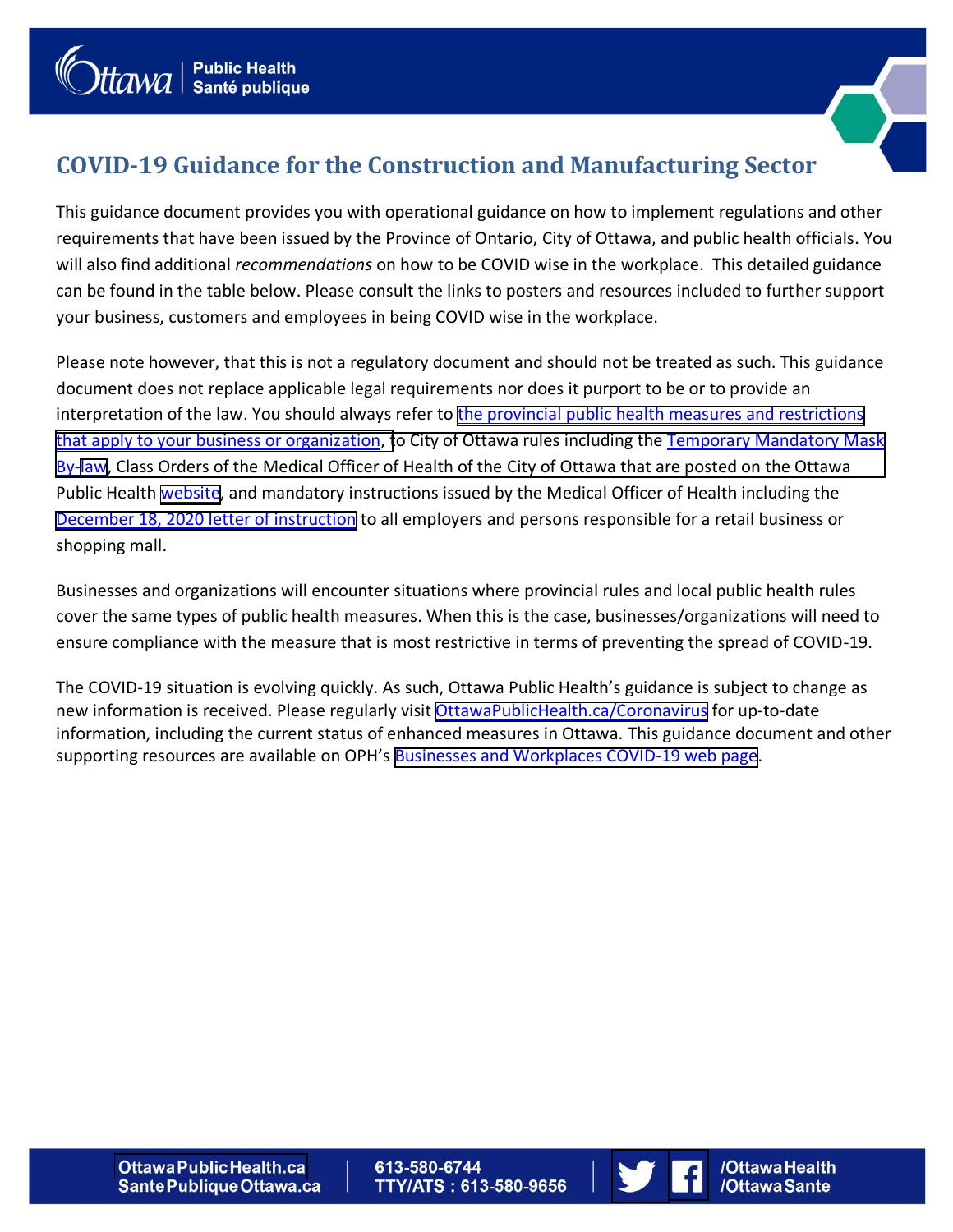# COVID-19 Guidance for the Construction and Manufacturing Sector

This guidance document provides you with operational guidance on how to implement regulations and other requirements that have been issued by the Province of Ontario, City of Ottawa, and public health officials. You will also find additional *recommendations* on how to be COVID wise in the workplace. This detailed guidance can be found in the table below. Please consult the links to posters and resources included to further support your business, customers and employees in being COVID wise in the workplace.

Please note however, that this is not a regulatory document and should not be treated as such. This guidance document does not replace applicable legal requirements nor does it purport to be or to provide an interpretation of the law. You should always refer to the provincial public health measures and restrictions that apply to your business or organization, to City of Ottawa rules including the Temporary Mandatory Mask By-law, Class Orders of the Medical Officer of Health of the City of Ottawa that are posted on the Ottawa Public Health website, and mandatory instructions issued by the Medical Officer of Health including the December 18, 2020 letter of instruction to all employers and persons responsible for a retail business or shopping mall.

Businesses and organizations will encounter situations where provincial rules and local public health rules cover the same types of public health measures. When this is the case, businesses/organizations will need to ensure compliance with the measure that is most restrictive in terms of preventing the spread of COVID-19.

The COVID-19 situation is evolving quickly. As such, Ottawa Public Health's guidance is subject to change as new information is received. Please regularly visit OttawaPublicHealth.ca/Coronavirus for up-to-date information, including the current status of enhanced measures in Ottawa. This guidance document and other supporting resources are available on OPH's Businesses and Workplaces COVID-19 web page.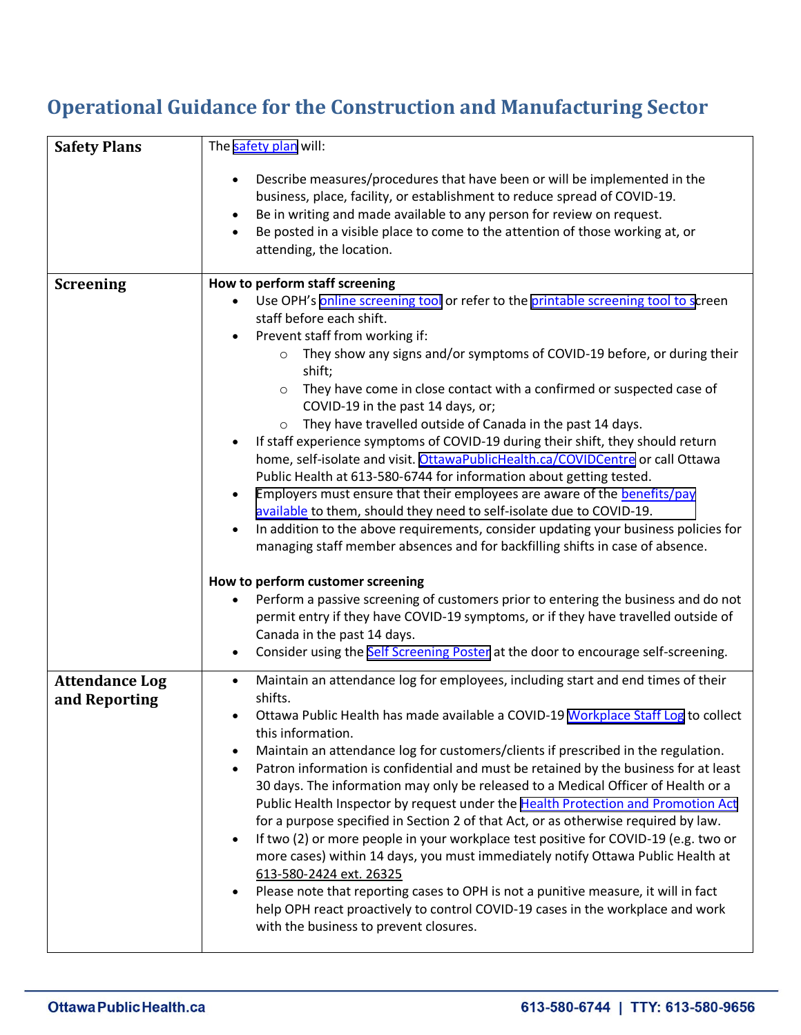## Operational Guidance for the Construction and Manufacturing Sector

| | |
|---|---|
| **Safety Plans** | The safety plan will:<br><br>• Describe measures/procedures that have been or will be implemented in the business, place, facility, or establishment to reduce spread of COVID-19.<br>• Be in writing and made available to any person for review on request.<br>• Be posted in a visible place to come to the attention of those working at, or attending, the location. |
| **Screening** | **How to perform staff screening**<br>• Use OPH's online screening tool or refer to the printable screening tool to screen staff before each shift.<br>• Prevent staff from working if:<br>&nbsp;&nbsp;&nbsp;&nbsp;○ They show any signs and/or symptoms of COVID-19 before, or during their shift;<br>&nbsp;&nbsp;&nbsp;&nbsp;○ They have come in close contact with a confirmed or suspected case of COVID-19 in the past 14 days, or;<br>&nbsp;&nbsp;&nbsp;&nbsp;○ They have travelled outside of Canada in the past 14 days.<br>• If staff experience symptoms of COVID-19 during their shift, they should return home, self-isolate and visit. OttawaPublicHealth.ca/COVIDCentre or call Ottawa Public Health at 613-580-6744 for information about getting tested.<br>• Employers must ensure that their employees are aware of the benefits/pay available to them, should they need to self-isolate due to COVID-19.<br>• In addition to the above requirements, consider updating your business policies for managing staff member absences and for backfilling shifts in case of absence.<br><br>**How to perform customer screening**<br>• Perform a passive screening of customers prior to entering the business and do not permit entry if they have COVID-19 symptoms, or if they have travelled outside of Canada in the past 14 days.<br>• Consider using the Self Screening Poster at the door to encourage self-screening. |
| **Attendance Log and Reporting** | • Maintain an attendance log for employees, including start and end times of their shifts.<br>• Ottawa Public Health has made available a COVID-19 Workplace Staff Log to collect this information.<br>• Maintain an attendance log for customers/clients if prescribed in the regulation.<br>• Patron information is confidential and must be retained by the business for at least 30 days. The information may only be released to a Medical Officer of Health or a Public Health Inspector by request under the Health Protection and Promotion Act for a purpose specified in Section 2 of that Act, or as otherwise required by law.<br>• If two (2) or more people in your workplace test positive for COVID-19 (e.g. two or more cases) within 14 days, you must immediately notify Ottawa Public Health at 613-580-2424 ext. 26325<br>• Please note that reporting cases to OPH is not a punitive measure, it will in fact help OPH react proactively to control COVID-19 cases in the workplace and work with the business to prevent closures. |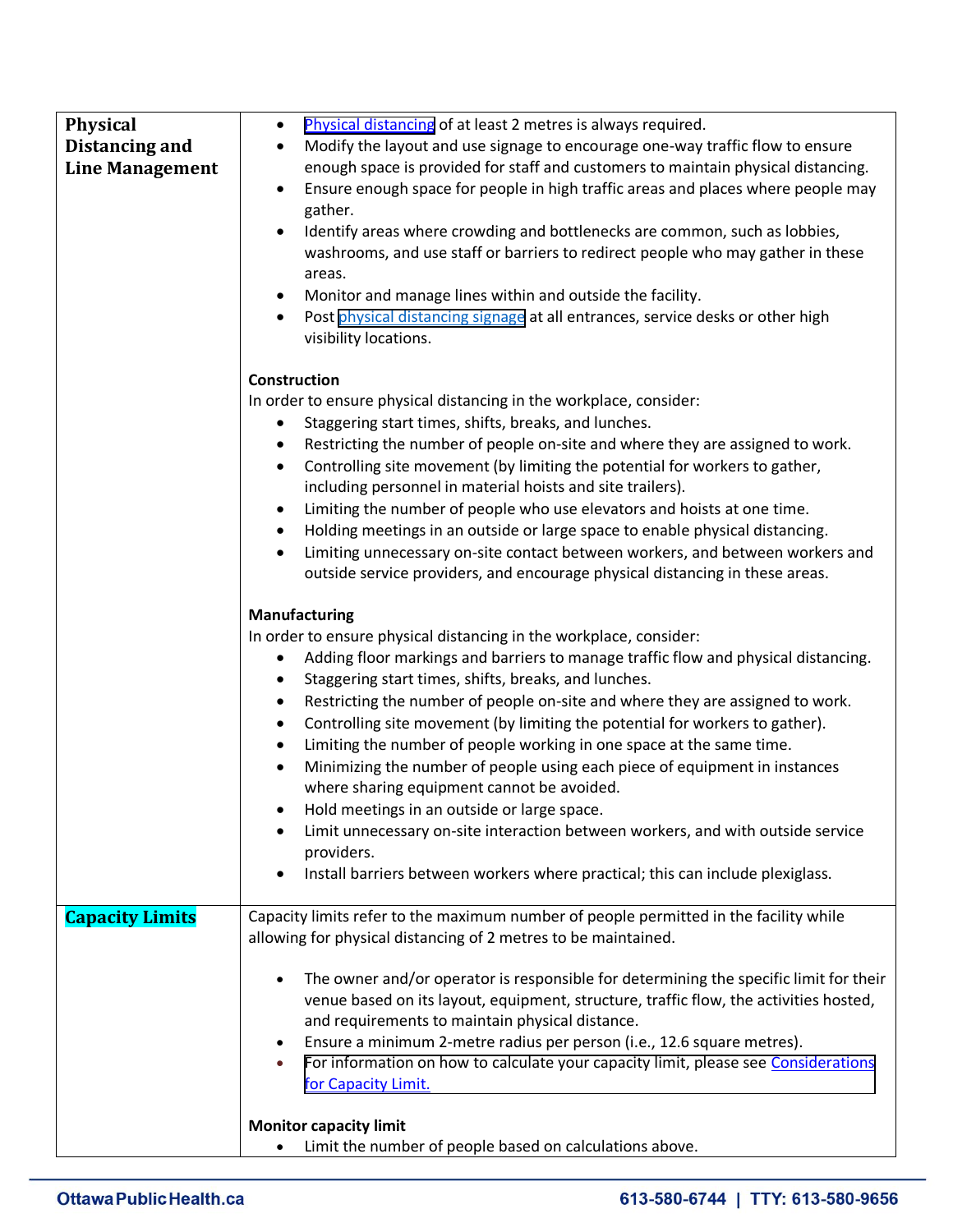| | |
|---|---|
| **Physical Distancing and Line Management** | • Physical distancing of at least 2 metres is always required.<br>• Modify the layout and use signage to encourage one-way traffic flow to ensure enough space is provided for staff and customers to maintain physical distancing.<br>• Ensure enough space for people in high traffic areas and places where people may gather.<br>• Identify areas where crowding and bottlenecks are common, such as lobbies, washrooms, and use staff or barriers to redirect people who may gather in these areas.<br>• Monitor and manage lines within and outside the facility.<br>• Post physical distancing signage at all entrances, service desks or other high visibility locations.<br><br>**Construction**<br>In order to ensure physical distancing in the workplace, consider:<br>• Staggering start times, shifts, breaks, and lunches.<br>• Restricting the number of people on-site and where they are assigned to work.<br>• Controlling site movement (by limiting the potential for workers to gather, including personnel in material hoists and site trailers).<br>• Limiting the number of people who use elevators and hoists at one time.<br>• Holding meetings in an outside or large space to enable physical distancing.<br>• Limiting unnecessary on-site contact between workers, and between workers and outside service providers, and encourage physical distancing in these areas.<br><br>**Manufacturing**<br>In order to ensure physical distancing in the workplace, consider:<br>• Adding floor markings and barriers to manage traffic flow and physical distancing.<br>• Staggering start times, shifts, breaks, and lunches.<br>• Restricting the number of people on-site and where they are assigned to work.<br>• Controlling site movement (by limiting the potential for workers to gather).<br>• Limiting the number of people working in one space at the same time.<br>• Minimizing the number of people using each piece of equipment in instances where sharing equipment cannot be avoided.<br>• Hold meetings in an outside or large space.<br>• Limit unnecessary on-site interaction between workers, and with outside service providers.<br>• Install barriers between workers where practical; this can include plexiglass. |
| **Capacity Limits** | Capacity limits refer to the maximum number of people permitted in the facility while allowing for physical distancing of 2 metres to be maintained.<br><br>• The owner and/or operator is responsible for determining the specific limit for their venue based on its layout, equipment, structure, traffic flow, the activities hosted, and requirements to maintain physical distance.<br>• Ensure a minimum 2-metre radius per person (i.e., 12.6 square metres).<br>• For information on how to calculate your capacity limit, please see Considerations for Capacity Limit.<br><br>**Monitor capacity limit**<br>• Limit the number of people based on calculations above. |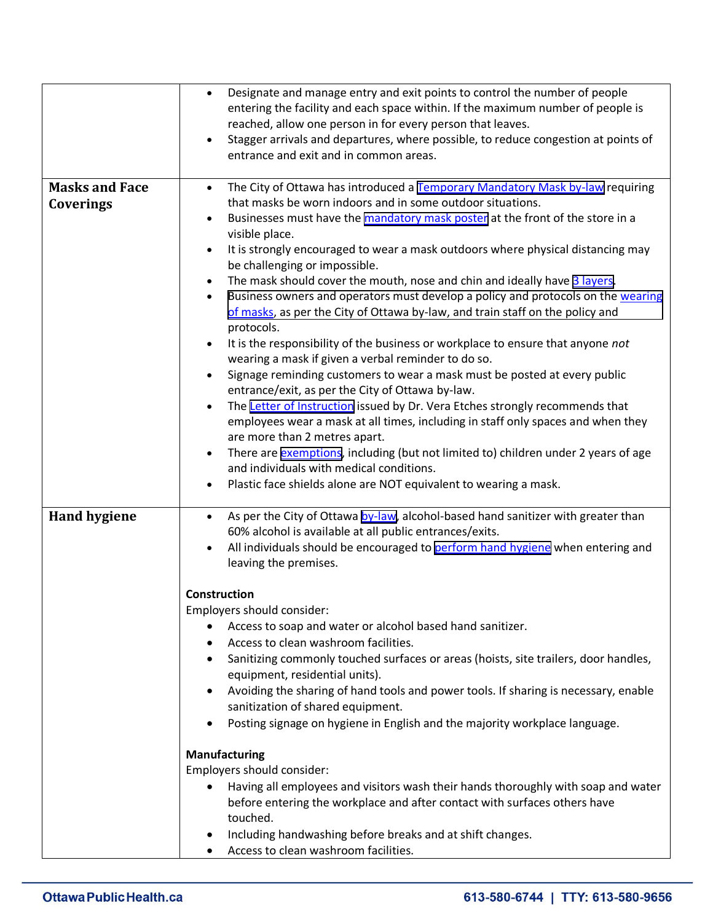| | |
|---|---|
| | • Designate and manage entry and exit points to control the number of people entering the facility and each space within. If the maximum number of people is reached, allow one person in for every person that leaves.<br>• Stagger arrivals and departures, where possible, to reduce congestion at points of entrance and exit and in common areas. |
| **Masks and Face Coverings** | • The City of Ottawa has introduced a Temporary Mandatory Mask by-law requiring that masks be worn indoors and in some outdoor situations.<br>• Businesses must have the mandatory mask poster at the front of the store in a visible place.<br>• It is strongly encouraged to wear a mask outdoors where physical distancing may be challenging or impossible.<br>• The mask should cover the mouth, nose and chin and ideally have 3 layers.<br>• Business owners and operators must develop a policy and protocols on the wearing of masks, as per the City of Ottawa by-law, and train staff on the policy and protocols.<br>• It is the responsibility of the business or workplace to ensure that anyone *not* wearing a mask if given a verbal reminder to do so.<br>• Signage reminding customers to wear a mask must be posted at every public entrance/exit, as per the City of Ottawa by-law.<br>• The Letter of Instruction issued by Dr. Vera Etches strongly recommends that employees wear a mask at all times, including in staff only spaces and when they are more than 2 metres apart.<br>• There are exemptions, including (but not limited to) children under 2 years of age and individuals with medical conditions.<br>• Plastic face shields alone are NOT equivalent to wearing a mask. |
| **Hand hygiene** | • As per the City of Ottawa by-law, alcohol-based hand sanitizer with greater than 60% alcohol is available at all public entrances/exits.<br>• All individuals should be encouraged to perform hand hygiene when entering and leaving the premises.<br><br>**Construction**<br>Employers should consider:<br>• Access to soap and water or alcohol based hand sanitizer.<br>• Access to clean washroom facilities.<br>• Sanitizing commonly touched surfaces or areas (hoists, site trailers, door handles, equipment, residential units).<br>• Avoiding the sharing of hand tools and power tools. If sharing is necessary, enable sanitization of shared equipment.<br>• Posting signage on hygiene in English and the majority workplace language.<br><br>**Manufacturing**<br>Employers should consider:<br>• Having all employees and visitors wash their hands thoroughly with soap and water before entering the workplace and after contact with surfaces others have touched.<br>• Including handwashing before breaks and at shift changes.<br>• Access to clean washroom facilities. |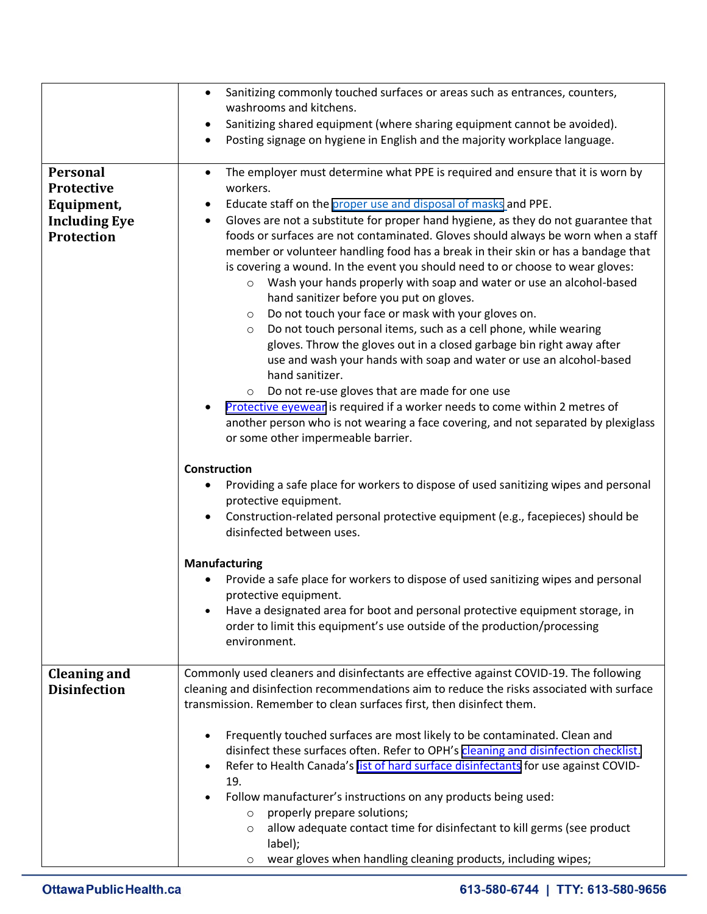| | |
|---|---|
| | • Sanitizing commonly touched surfaces or areas such as entrances, counters, washrooms and kitchens.<br>• Sanitizing shared equipment (where sharing equipment cannot be avoided).<br>• Posting signage on hygiene in English and the majority workplace language. |
| **Personal Protective Equipment, Including Eye Protection** | • The employer must determine what PPE is required and ensure that it is worn by workers.<br>• Educate staff on the proper use and disposal of masks and PPE.<br>• Gloves are not a substitute for proper hand hygiene, as they do not guarantee that foods or surfaces are not contaminated. Gloves should always be worn when a staff member or volunteer handling food has a break in their skin or has a bandage that is covering a wound. In the event you should need to or choose to wear gloves:<br>  ○ Wash your hands properly with soap and water or use an alcohol-based hand sanitizer before you put on gloves.<br>  ○ Do not touch your face or mask with your gloves on.<br>  ○ Do not touch personal items, such as a cell phone, while wearing gloves. Throw the gloves out in a closed garbage bin right away after use and wash your hands with soap and water or use an alcohol-based hand sanitizer.<br>  ○ Do not re-use gloves that are made for one use<br>• Protective eyewear is required if a worker needs to come within 2 metres of another person who is not wearing a face covering, and not separated by plexiglass or some other impermeable barrier.<br><br>**Construction**<br>• Providing a safe place for workers to dispose of used sanitizing wipes and personal protective equipment.<br>• Construction-related personal protective equipment (e.g., facepieces) should be disinfected between uses.<br><br>**Manufacturing**<br>• Provide a safe place for workers to dispose of used sanitizing wipes and personal protective equipment.<br>• Have a designated area for boot and personal protective equipment storage, in order to limit this equipment's use outside of the production/processing environment. |
| **Cleaning and Disinfection** | Commonly used cleaners and disinfectants are effective against COVID-19. The following cleaning and disinfection recommendations aim to reduce the risks associated with surface transmission. Remember to clean surfaces first, then disinfect them.<br><br>• Frequently touched surfaces are most likely to be contaminated. Clean and disinfect these surfaces often. Refer to OPH's cleaning and disinfection checklist.<br>• Refer to Health Canada's list of hard surface disinfectants for use against COVID-19.<br>• Follow manufacturer's instructions on any products being used:<br>  ○ properly prepare solutions;<br>  ○ allow adequate contact time for disinfectant to kill germs (see product label);<br>  ○ wear gloves when handling cleaning products, including wipes; |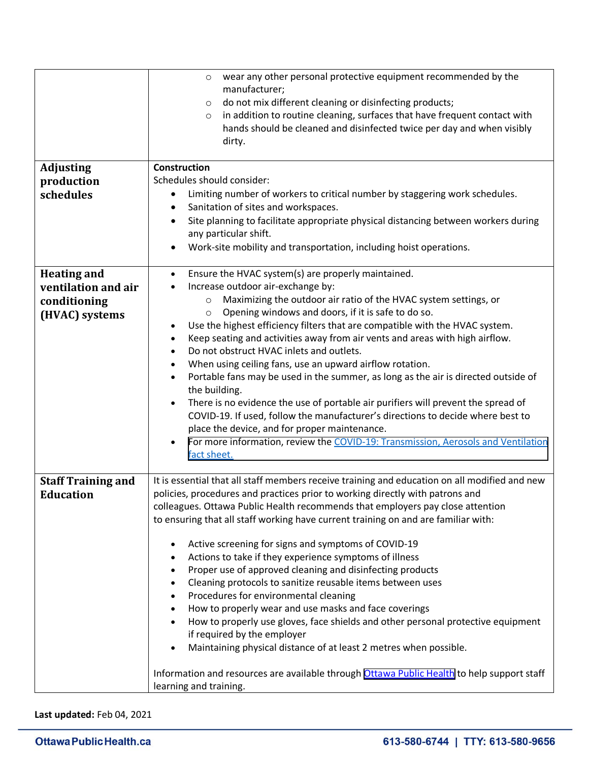| | |
|---|---|
| | ◦ wear any other personal protective equipment recommended by the manufacturer;<br>◦ do not mix different cleaning or disinfecting products;<br>◦ in addition to routine cleaning, surfaces that have frequent contact with hands should be cleaned and disinfected twice per day and when visibly dirty. |
| **Adjusting production schedules** | **Construction**<br>Schedules should consider:<br>• Limiting number of workers to critical number by staggering work schedules.<br>• Sanitation of sites and workspaces.<br>• Site planning to facilitate appropriate physical distancing between workers during any particular shift.<br>• Work-site mobility and transportation, including hoist operations. |
| **Heating and ventilation and air conditioning (HVAC) systems** | • Ensure the HVAC system(s) are properly maintained.<br>• Increase outdoor air-exchange by:<br>◦ Maximizing the outdoor air ratio of the HVAC system settings, or<br>◦ Opening windows and doors, if it is safe to do so.<br>• Use the highest efficiency filters that are compatible with the HVAC system.<br>• Keep seating and activities away from air vents and areas with high airflow.<br>• Do not obstruct HVAC inlets and outlets.<br>• When using ceiling fans, use an upward airflow rotation.<br>• Portable fans may be used in the summer, as long as the air is directed outside of the building.<br>• There is no evidence the use of portable air purifiers will prevent the spread of COVID-19. If used, follow the manufacturer's directions to decide where best to place the device, and for proper maintenance.<br>• For more information, review the COVID-19: Transmission, Aerosols and Ventilation fact sheet. |
| **Staff Training and Education** | It is essential that all staff members receive training and education on all modified and new policies, procedures and practices prior to working directly with patrons and colleagues. Ottawa Public Health recommends that employers pay close attention to ensuring that all staff working have current training on and are familiar with:<br>• Active screening for signs and symptoms of COVID-19<br>• Actions to take if they experience symptoms of illness<br>• Proper use of approved cleaning and disinfecting products<br>• Cleaning protocols to sanitize reusable items between uses<br>• Procedures for environmental cleaning<br>• How to properly wear and use masks and face coverings<br>• How to properly use gloves, face shields and other personal protective equipment if required by the employer<br>• Maintaining physical distance of at least 2 metres when possible.<br><br>Information and resources are available through Ottawa Public Health to help support staff learning and training. |

**Last updated:** Feb 04, 2021